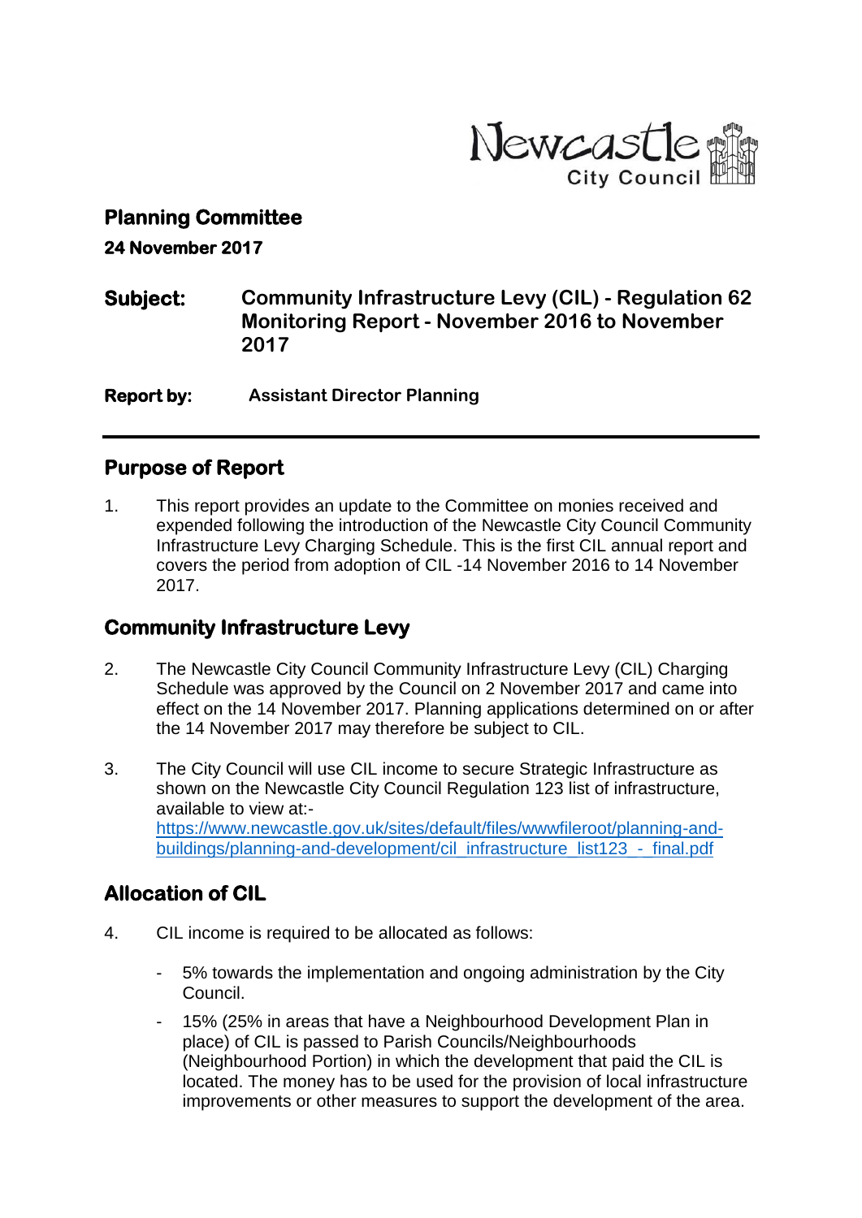Newcastle City Council

## Planning Committee

**24 November 2017**

**Subject:** **Community Infrastructure Levy (CIL) - Regulation 62 Monitoring Report - November 2016 to November 2017**

**Report by:** **Assistant Director Planning**

---

## Purpose of Report

1. This report provides an update to the Committee on monies received and expended following the introduction of the Newcastle City Council Community Infrastructure Levy Charging Schedule. This is the first CIL annual report and covers the period from adoption of CIL -14 November 2016 to 14 November 2017.

## Community Infrastructure Levy

2. The Newcastle City Council Community Infrastructure Levy (CIL) Charging Schedule was approved by the Council on 2 November 2017 and came into effect on the 14 November 2017. Planning applications determined on or after the 14 November 2017 may therefore be subject to CIL.

3. The City Council will use CIL income to secure Strategic Infrastructure as shown on the Newcastle City Council Regulation 123 list of infrastructure, available to view at:- https://www.newcastle.gov.uk/sites/default/files/wwwfileroot/planning-and-buildings/planning-and-development/cil_infrastructure_list123_-_final.pdf

## Allocation of CIL

4. CIL income is required to be allocated as follows:

   - 5% towards the implementation and ongoing administration by the City Council.
   - 15% (25% in areas that have a Neighbourhood Development Plan in place) of CIL is passed to Parish Councils/Neighbourhoods (Neighbourhood Portion) in which the development that paid the CIL is located. The money has to be used for the provision of local infrastructure improvements or other measures to support the development of the area.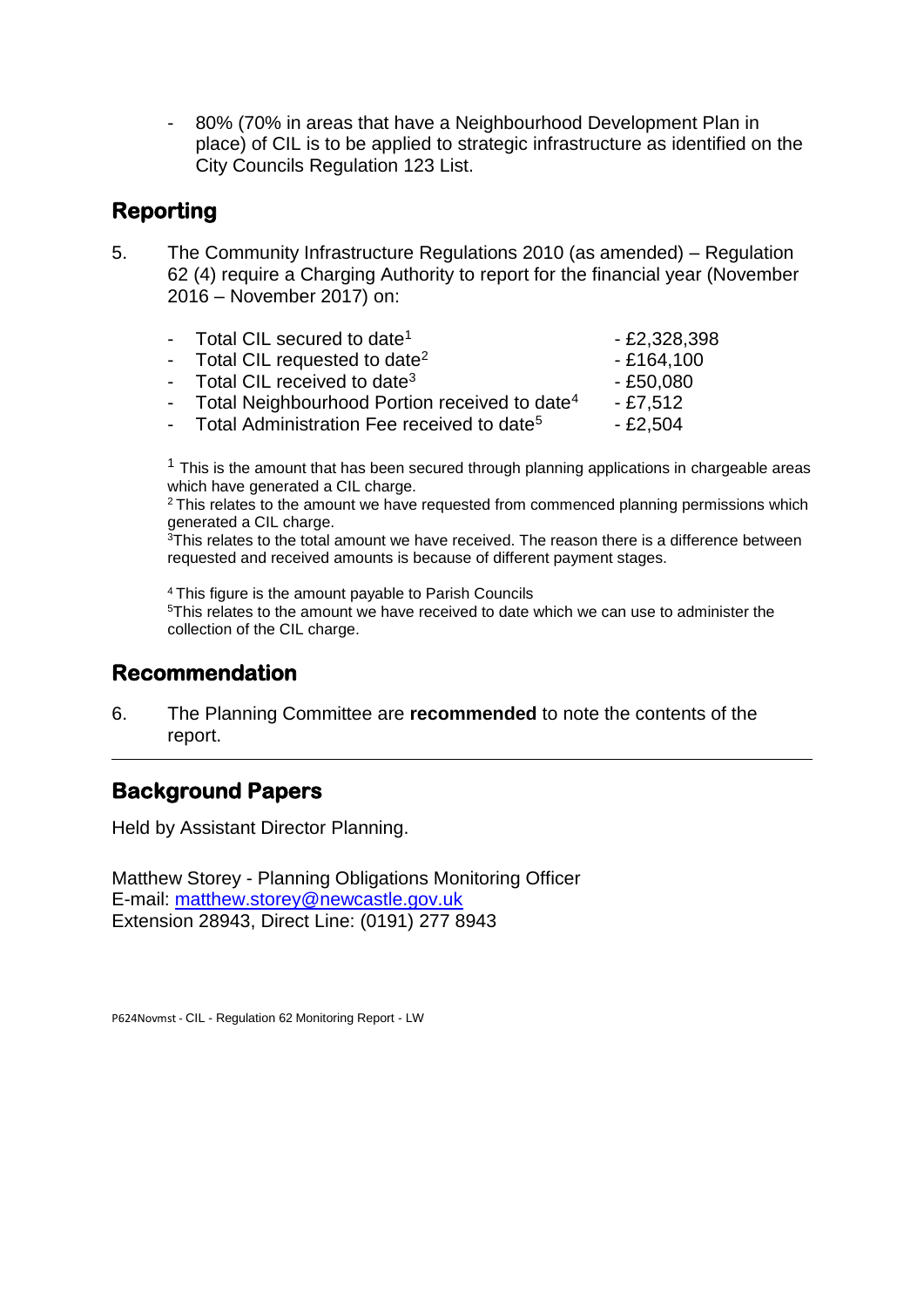- 80% (70% in areas that have a Neighbourhood Development Plan in place) of CIL is to be applied to strategic infrastructure as identified on the City Councils Regulation 123 List.

## Reporting

5. The Community Infrastructure Regulations 2010 (as amended) – Regulation 62 (4) require a Charging Authority to report for the financial year (November 2016 – November 2017) on:

   - Total CIL secured to date[1] - £2,328,398
   - Total CIL requested to date[2] - £164,100
   - Total CIL received to date[3] - £50,080
   - Total Neighbourhood Portion received to date[4] - £7,512
   - Total Administration Fee received to date[5] - £2,504

[1] This is the amount that has been secured through planning applications in chargeable areas which have generated a CIL charge.
[2] This relates to the amount we have requested from commenced planning permissions which generated a CIL charge.
[3] This relates to the total amount we have received. The reason there is a difference between requested and received amounts is because of different payment stages.

[4] This figure is the amount payable to Parish Councils
[5] This relates to the amount we have received to date which we can use to administer the collection of the CIL charge.

## Recommendation

6. The Planning Committee are **recommended** to note the contents of the report.

---

## Background Papers

Held by Assistant Director Planning.

Matthew Storey - Planning Obligations Monitoring Officer
E-mail: matthew.storey@newcastle.gov.uk
Extension 28943, Direct Line: (0191) 277 8943

P624Novmst - CIL - Regulation 62 Monitoring Report - LW